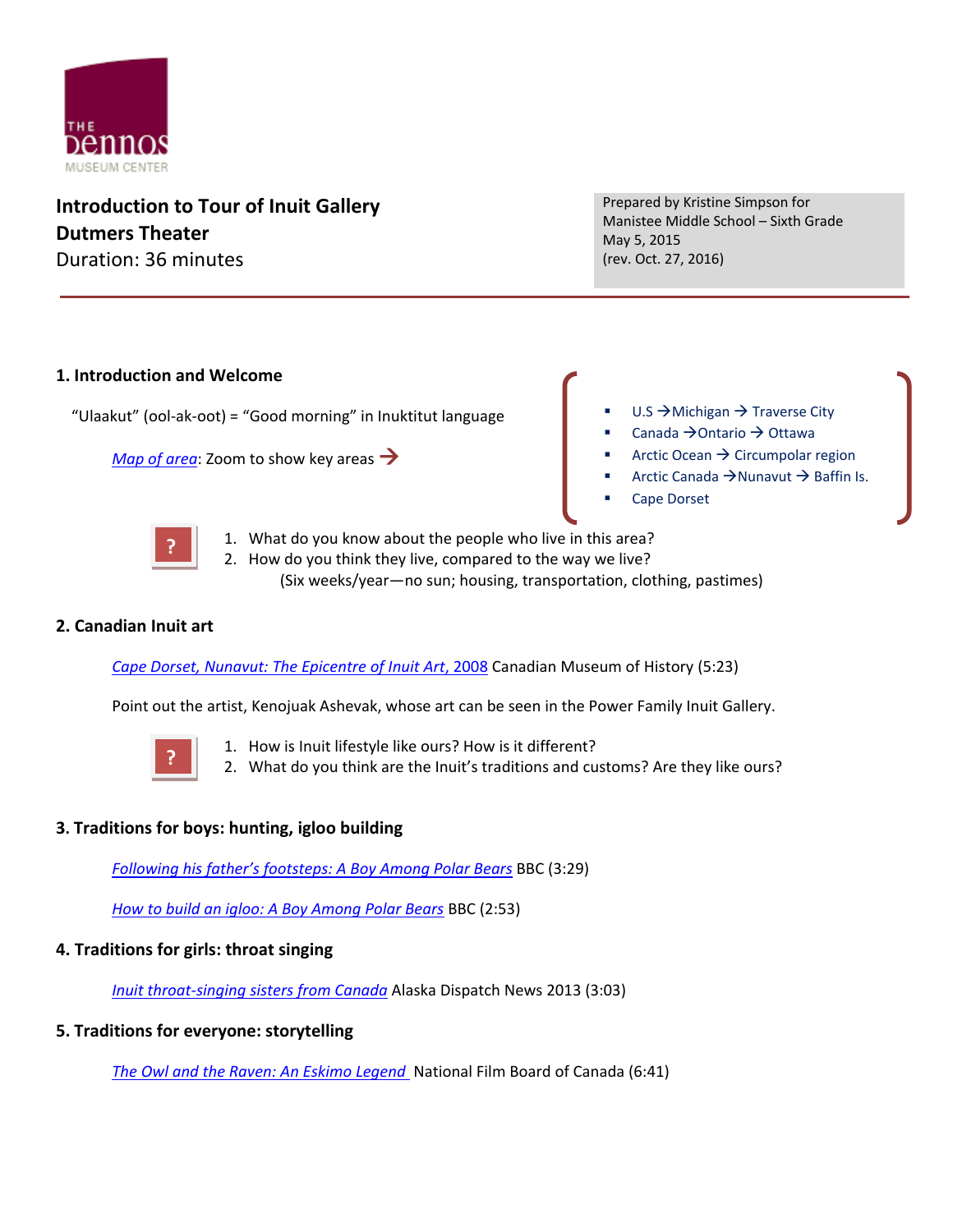THE Dennos MUSEUM CENTER

**Introduction to Tour of Inuit Gallery**
**Dutmers Theater**
Duration: 36 minutes

Prepared by Kristine Simpson for
Manistee Middle School – Sixth Grade
May 5, 2015
(rev. Oct. 27, 2016)

---

## 1. Introduction and Welcome

"Ulaakut" (ool-ak-oot) = "Good morning" in Inuktitut language

*Map of area*: Zoom to show key areas →

- U.S → Michigan → Traverse City
- Canada → Ontario → Ottawa
- Arctic Ocean → Circumpolar region
- Arctic Canada → Nunavut → Baffin Is.
- Cape Dorset

?

1. What do you know about the people who live in this area?
2. How do you think they live, compared to the way we live?
   (Six weeks/year—no sun; housing, transportation, clothing, pastimes)

## 2. Canadian Inuit art

*Cape Dorset, Nunavut: The Epicentre of Inuit Art, 2008* Canadian Museum of History (5:23)

Point out the artist, Kenojuak Ashevak, whose art can be seen in the Power Family Inuit Gallery.

?

1. How is Inuit lifestyle like ours? How is it different?
2. What do you think are the Inuit's traditions and customs? Are they like ours?

## 3. Traditions for boys: hunting, igloo building

*Following his father's footsteps: A Boy Among Polar Bears* BBC (3:29)

*How to build an igloo: A Boy Among Polar Bears* BBC (2:53)

## 4. Traditions for girls: throat singing

*Inuit throat-singing sisters from Canada* Alaska Dispatch News 2013 (3:03)

## 5. Traditions for everyone: storytelling

*The Owl and the Raven: An Eskimo Legend* National Film Board of Canada (6:41)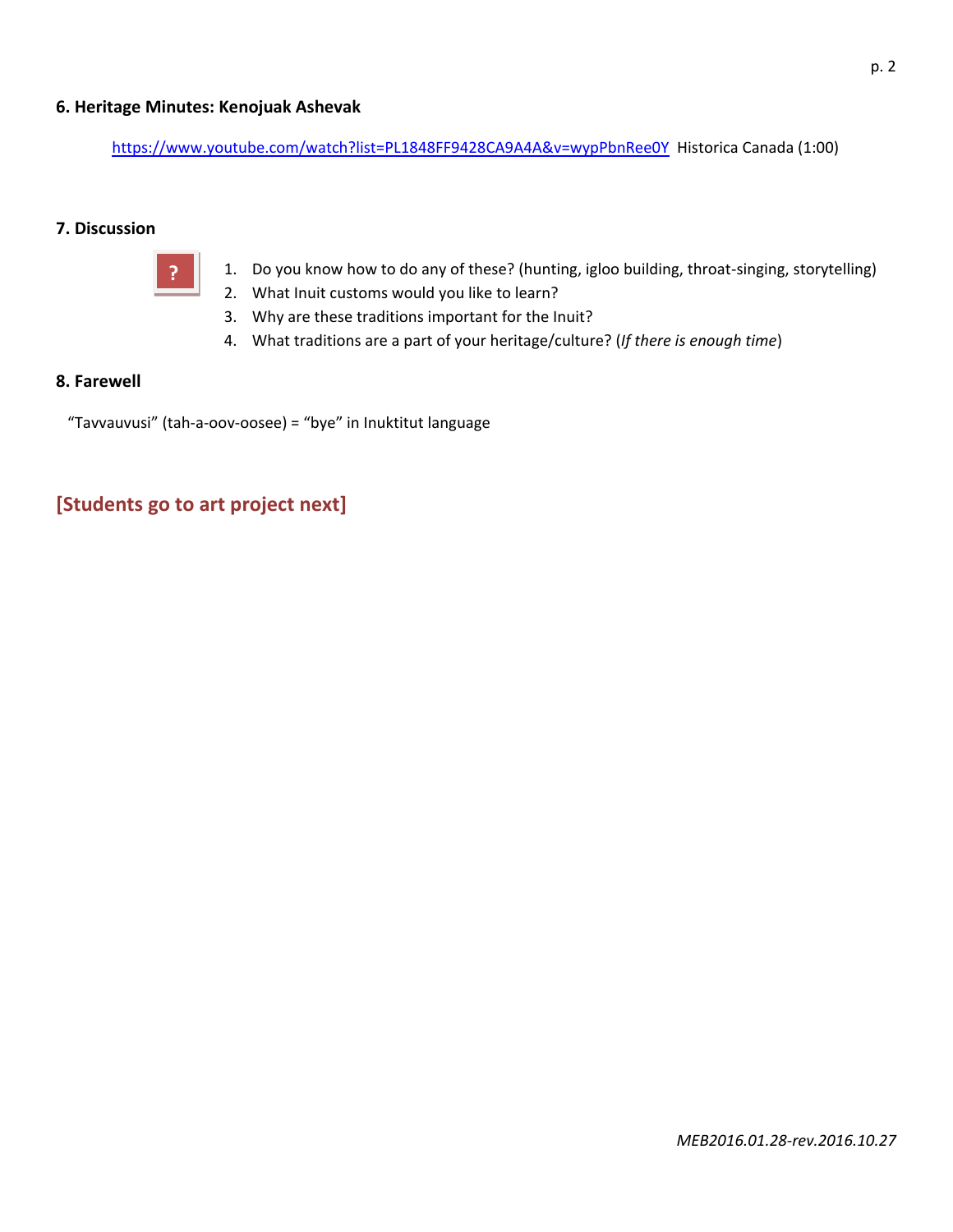### 6. Heritage Minutes: Kenojuak Ashevak

[https://www.youtube.com/watch?list=PL1848FF9428CA9A4A&v=wypPbnRee0Y](https://www.youtube.com/watch?list=PL1848FF9428CA9A4A&v=wypPbnRee0Y) Historica Canada (1:00)

### 7. Discussion

1. Do you know how to do any of these? (hunting, igloo building, throat-singing, storytelling)
2. What Inuit customs would you like to learn?
3. Why are these traditions important for the Inuit?
4. What traditions are a part of your heritage/culture? (*If there is enough time*)

### 8. Farewell

"Tavvauvusi" (tah-a-oov-oosee) = "bye" in Inuktitut language

**[Students go to art project next]**

*MEB2016.01.28-rev.2016.10.27*